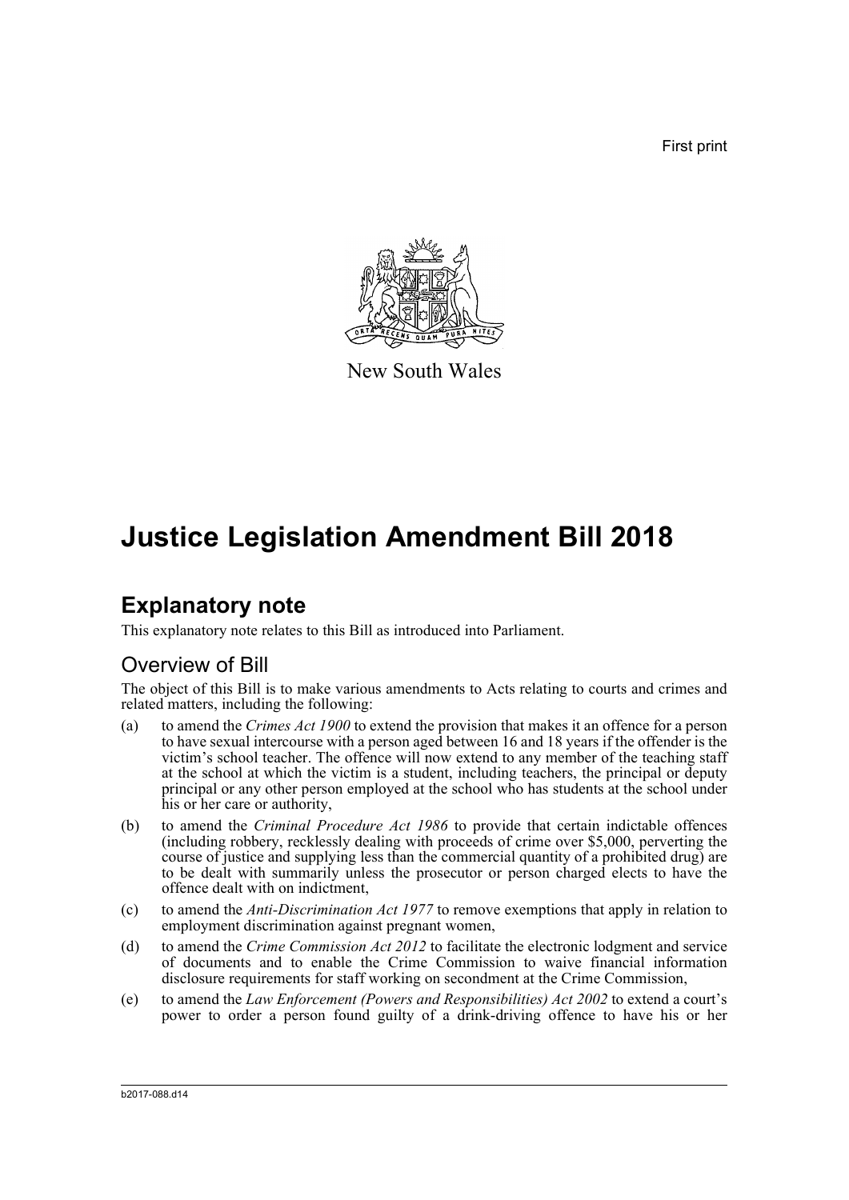First print

New South Wales

# Justice Legislation Amendment Bill 2018

## Explanatory note

This explanatory note relates to this Bill as introduced into Parliament.

### Overview of Bill

The object of this Bill is to make various amendments to Acts relating to courts and crimes and related matters, including the following:

(a) to amend the *Crimes Act 1900* to extend the provision that makes it an offence for a person to have sexual intercourse with a person aged between 16 and 18 years if the offender is the victim's school teacher. The offence will now extend to any member of the teaching staff at the school at which the victim is a student, including teachers, the principal or deputy principal or any other person employed at the school who has students at the school under his or her care or authority,

(b) to amend the *Criminal Procedure Act 1986* to provide that certain indictable offences (including robbery, recklessly dealing with proceeds of crime over $5,000, perverting the course of justice and supplying less than the commercial quantity of a prohibited drug) are to be dealt with summarily unless the prosecutor or person charged elects to have the offence dealt with on indictment,

(c) to amend the *Anti-Discrimination Act 1977* to remove exemptions that apply in relation to employment discrimination against pregnant women,

(d) to amend the *Crime Commission Act 2012* to facilitate the electronic lodgment and service of documents and to enable the Crime Commission to waive financial information disclosure requirements for staff working on secondment at the Crime Commission,

(e) to amend the *Law Enforcement (Powers and Responsibilities) Act 2002* to extend a court's power to order a person found guilty of a drink-driving offence to have his or her

b2017-088.d14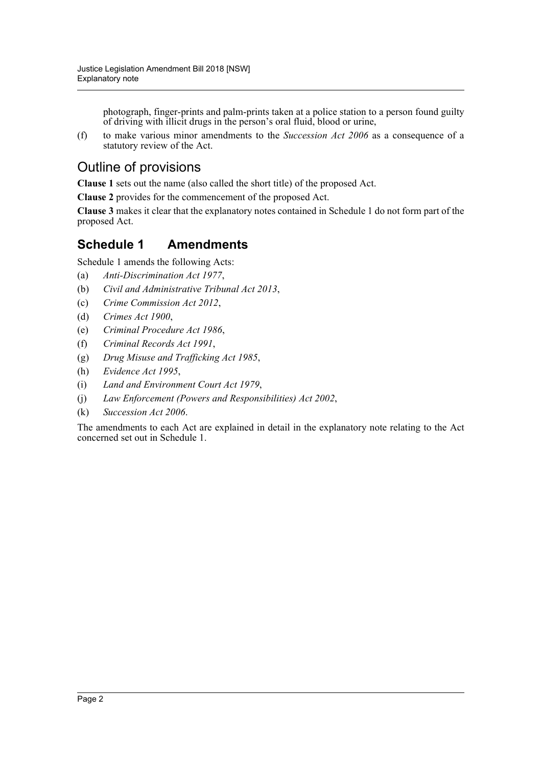photograph, finger-prints and palm-prints taken at a police station to a person found guilty of driving with illicit drugs in the person's oral fluid, blood or urine,

(f) to make various minor amendments to the *Succession Act 2006* as a consequence of a statutory review of the Act.

## Outline of provisions

**Clause 1** sets out the name (also called the short title) of the proposed Act.

**Clause 2** provides for the commencement of the proposed Act.

**Clause 3** makes it clear that the explanatory notes contained in Schedule 1 do not form part of the proposed Act.

## Schedule 1 Amendments

Schedule 1 amends the following Acts:

(a) *Anti-Discrimination Act 1977*,

(b) *Civil and Administrative Tribunal Act 2013*,

(c) *Crime Commission Act 2012*,

(d) *Crimes Act 1900*,

(e) *Criminal Procedure Act 1986*,

(f) *Criminal Records Act 1991*,

(g) *Drug Misuse and Trafficking Act 1985*,

(h) *Evidence Act 1995*,

(i) *Land and Environment Court Act 1979*,

(j) *Law Enforcement (Powers and Responsibilities) Act 2002*,

(k) *Succession Act 2006*.

The amendments to each Act are explained in detail in the explanatory note relating to the Act concerned set out in Schedule 1.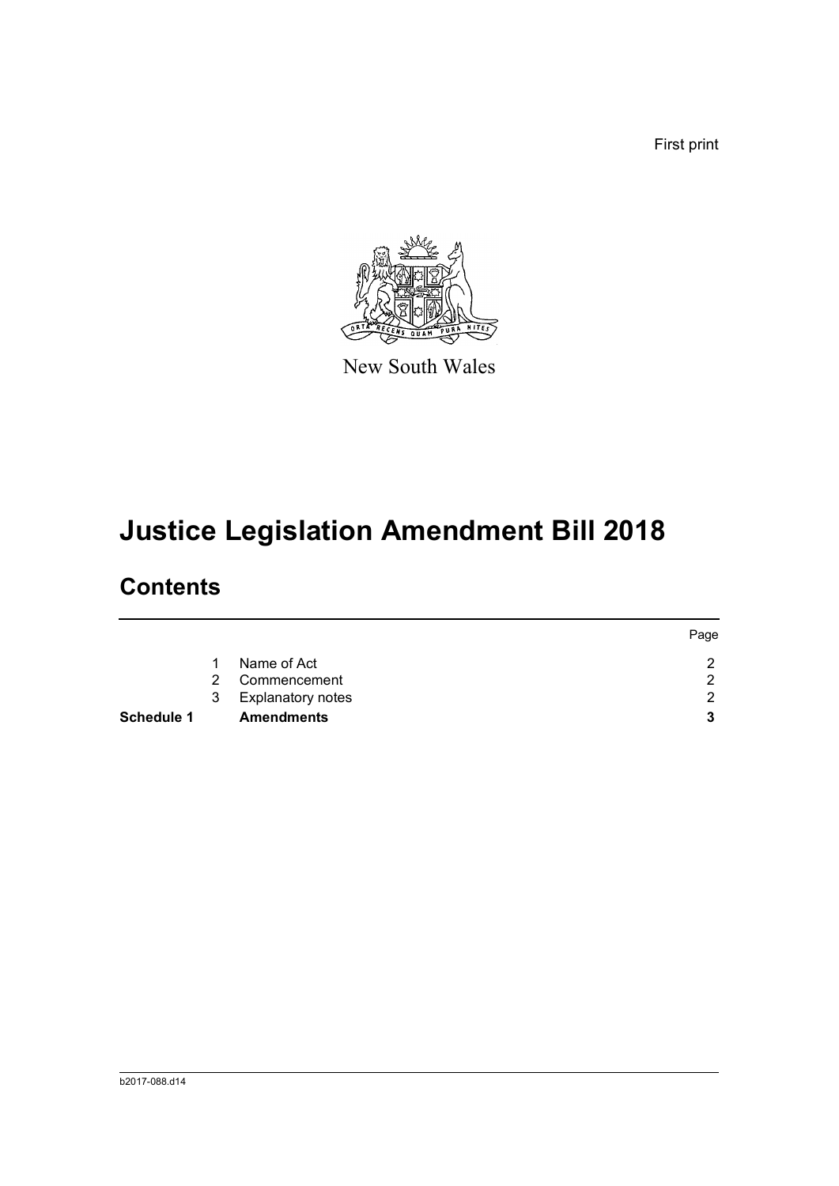First print

New South Wales

# Justice Legislation Amendment Bill 2018

## Contents

| | | | Page |
|---|---|---|---|
| | 1 | Name of Act | 2 |
| | 2 | Commencement | 2 |
| | 3 | Explanatory notes | 2 |
| **Schedule 1** | | **Amendments** | **3** |

b2017-088.d14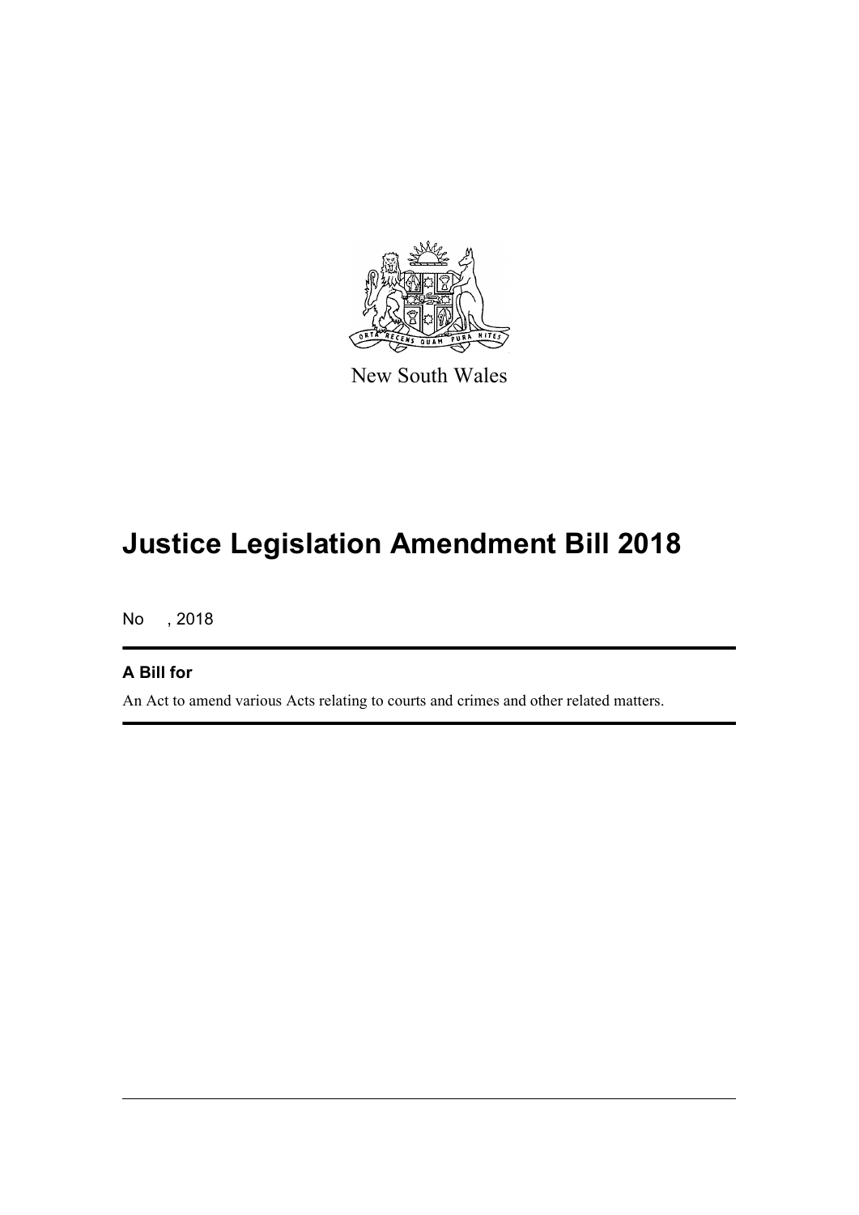New South Wales

# Justice Legislation Amendment Bill 2018

No , 2018

## A Bill for

An Act to amend various Acts relating to courts and crimes and other related matters.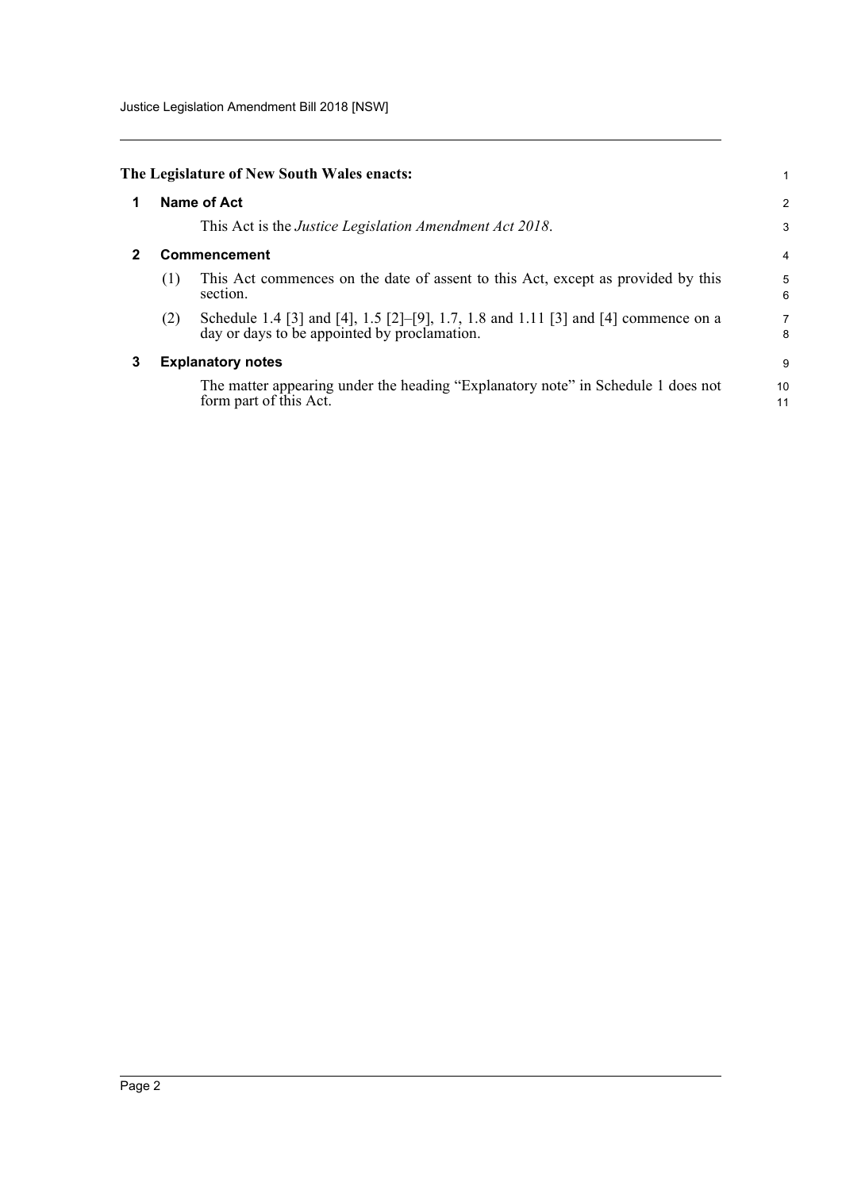**The Legislature of New South Wales enacts:**

## 1 Name of Act

This Act is the *Justice Legislation Amendment Act 2018*.

## 2 Commencement

(1) This Act commences on the date of assent to this Act, except as provided by this section.

(2) Schedule 1.4 [3] and [4], 1.5 [2]–[9], 1.7, 1.8 and 1.11 [3] and [4] commence on a day or days to be appointed by proclamation.

## 3 Explanatory notes

The matter appearing under the heading "Explanatory note" in Schedule 1 does not form part of this Act.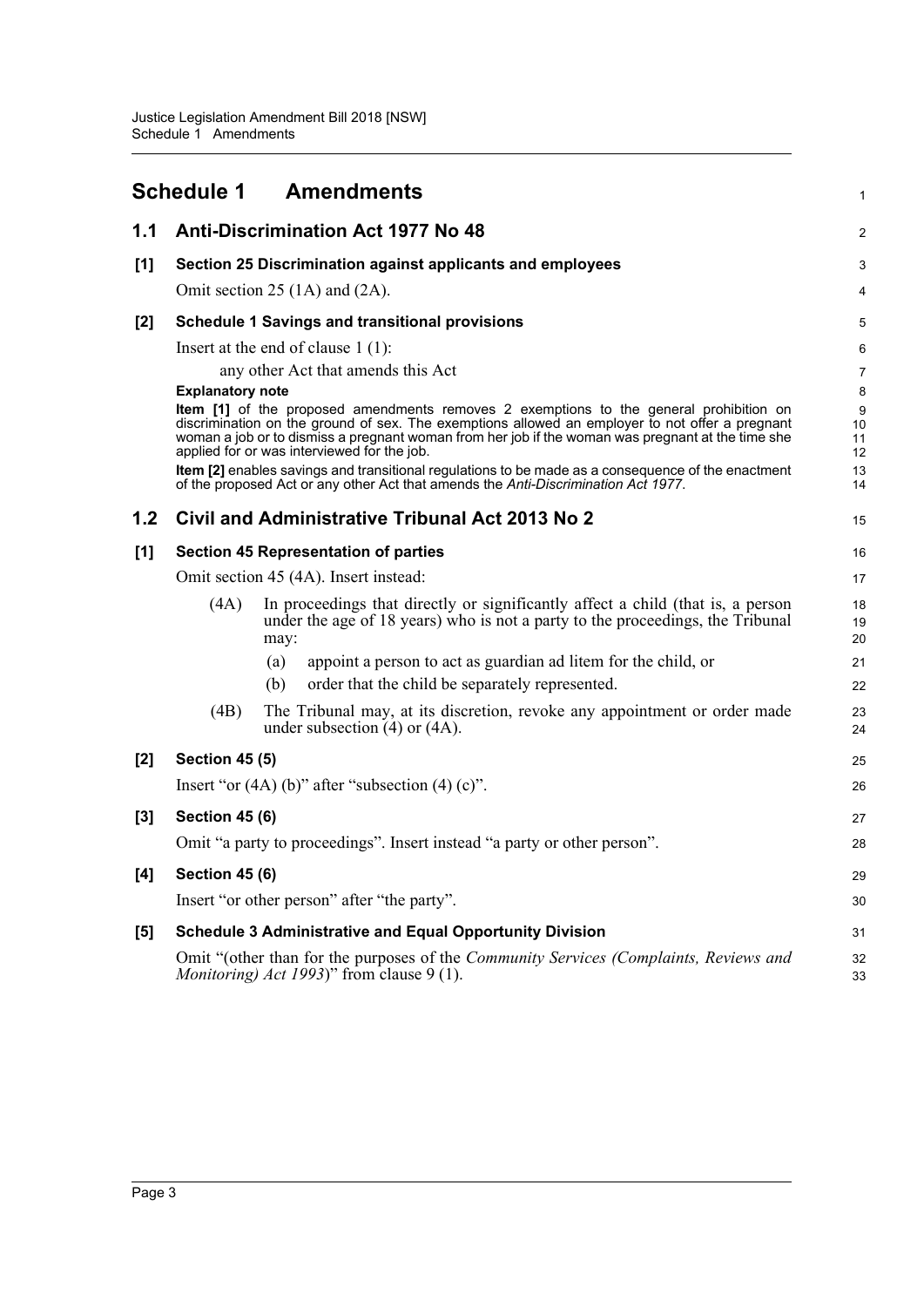# Schedule 1 Amendments

## 1.1 Anti-Discrimination Act 1977 No 48

### [1] Section 25 Discrimination against applicants and employees

Omit section 25 (1A) and (2A).

### [2] Schedule 1 Savings and transitional provisions

Insert at the end of clause 1 (1):

any other Act that amends this Act

**Explanatory note**

**Item [1]** of the proposed amendments removes 2 exemptions to the general prohibition on discrimination on the ground of sex. The exemptions allowed an employer to not offer a pregnant woman a job or to dismiss a pregnant woman from her job if the woman was pregnant at the time she applied for or was interviewed for the job.

**Item [2]** enables savings and transitional regulations to be made as a consequence of the enactment of the proposed Act or any other Act that amends the *Anti-Discrimination Act 1977*.

## 1.2 Civil and Administrative Tribunal Act 2013 No 2

### [1] Section 45 Representation of parties

Omit section 45 (4A). Insert instead:

(4A) In proceedings that directly or significantly affect a child (that is, a person under the age of 18 years) who is not a party to the proceedings, the Tribunal may:

(a) appoint a person to act as guardian ad litem for the child, or

(b) order that the child be separately represented.

(4B) The Tribunal may, at its discretion, revoke any appointment or order made under subsection (4) or (4A).

### [2] Section 45 (5)

Insert "or (4A) (b)" after "subsection (4) (c)".

### [3] Section 45 (6)

Omit "a party to proceedings". Insert instead "a party or other person".

### [4] Section 45 (6)

Insert "or other person" after "the party".

### [5] Schedule 3 Administrative and Equal Opportunity Division

Omit "(other than for the purposes of the *Community Services (Complaints, Reviews and Monitoring) Act 1993*)" from clause 9 (1).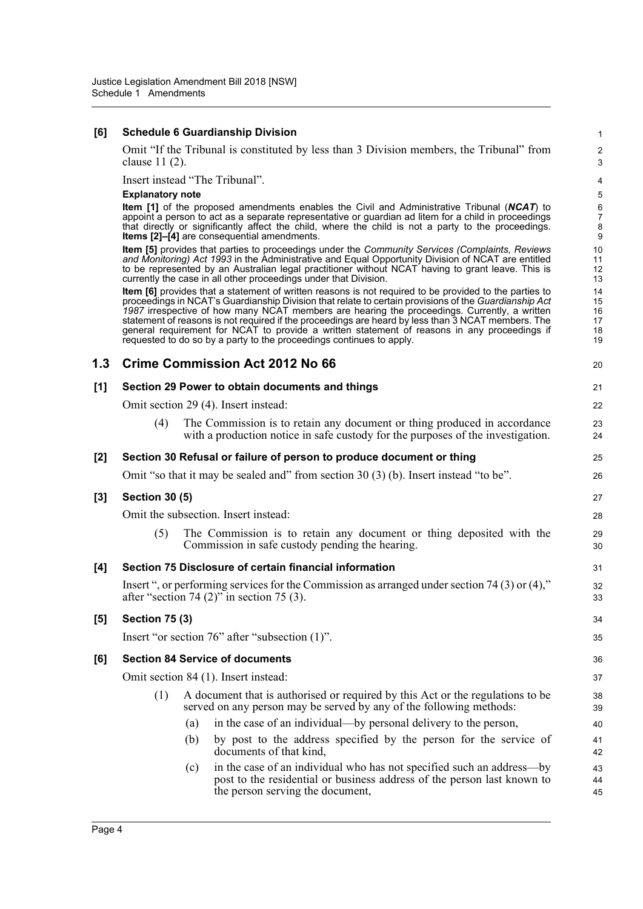**[6] Schedule 6 Guardianship Division**

Omit “If the Tribunal is constituted by less than 3 Division members, the Tribunal” from clause 11 (2).

Insert instead “The Tribunal”.

**Explanatory note**

**Item [1]** of the proposed amendments enables the Civil and Administrative Tribunal (***NCAT***) to appoint a person to act as a separate representative or guardian ad litem for a child in proceedings that directly or significantly affect the child, where the child is not a party to the proceedings. **Items [2]–[4]** are consequential amendments.

**Item [5]** provides that parties to proceedings under the *Community Services (Complaints, Reviews and Monitoring) Act 1993* in the Administrative and Equal Opportunity Division of NCAT are entitled to be represented by an Australian legal practitioner without NCAT having to grant leave. This is currently the case in all other proceedings under that Division.

**Item [6]** provides that a statement of written reasons is not required to be provided to the parties to proceedings in NCAT’s Guardianship Division that relate to certain provisions of the *Guardianship Act 1987* irrespective of how many NCAT members are hearing the proceedings. Currently, a written statement of reasons is not required if the proceedings are heard by less than 3 NCAT members. The general requirement for NCAT to provide a written statement of reasons in any proceedings if requested to do so by a party to the proceedings continues to apply.

## 1.3 Crime Commission Act 2012 No 66

**[1] Section 29 Power to obtain documents and things**

Omit section 29 (4). Insert instead:

(4) The Commission is to retain any document or thing produced in accordance with a production notice in safe custody for the purposes of the investigation.

**[2] Section 30 Refusal or failure of person to produce document or thing**

Omit “so that it may be sealed and” from section 30 (3) (b). Insert instead “to be”.

**[3] Section 30 (5)**

Omit the subsection. Insert instead:

(5) The Commission is to retain any document or thing deposited with the Commission in safe custody pending the hearing.

**[4] Section 75 Disclosure of certain financial information**

Insert “, or performing services for the Commission as arranged under section 74 (3) or (4),” after “section 74 (2)” in section 75 (3).

**[5] Section 75 (3)**

Insert “or section 76” after “subsection (1)”.

**[6] Section 84 Service of documents**

Omit section 84 (1). Insert instead:

(1) A document that is authorised or required by this Act or the regulations to be served on any person may be served by any of the following methods:

(a) in the case of an individual—by personal delivery to the person,

(b) by post to the address specified by the person for the service of documents of that kind,

(c) in the case of an individual who has not specified such an address—by post to the residential or business address of the person last known to the person serving the document,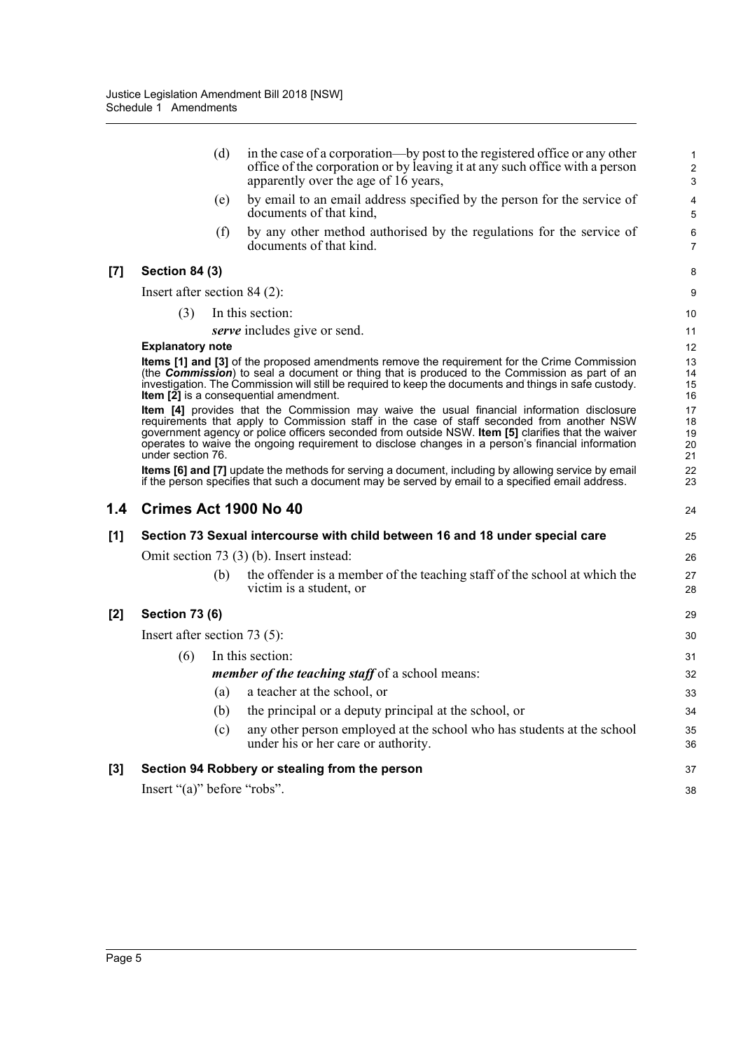(d) in the case of a corporation—by post to the registered office or any other office of the corporation or by leaving it at any such office with a person apparently over the age of 16 years,

(e) by email to an email address specified by the person for the service of documents of that kind,

(f) by any other method authorised by the regulations for the service of documents of that kind.

**[7] Section 84 (3)**

Insert after section 84 (2):

(3) In this section:

***serve*** includes give or send.

**Explanatory note**

**Items [1] and [3]** of the proposed amendments remove the requirement for the Crime Commission (the ***Commission***) to seal a document or thing that is produced to the Commission as part of an investigation. The Commission will still be required to keep the documents and things in safe custody. **Item [2]** is a consequential amendment.

**Item [4]** provides that the Commission may waive the usual financial information disclosure requirements that apply to Commission staff in the case of staff seconded from another NSW government agency or police officers seconded from outside NSW. **Item [5]** clarifies that the waiver operates to waive the ongoing requirement to disclose changes in a person's financial information under section 76.

**Items [6] and [7]** update the methods for serving a document, including by allowing service by email if the person specifies that such a document may be served by email to a specified email address.

## 1.4 Crimes Act 1900 No 40

**[1] Section 73 Sexual intercourse with child between 16 and 18 under special care**

Omit section 73 (3) (b). Insert instead:

(b) the offender is a member of the teaching staff of the school at which the victim is a student, or

**[2] Section 73 (6)**

Insert after section 73 (5):

(6) In this section:

***member of the teaching staff*** of a school means:

(a) a teacher at the school, or

(b) the principal or a deputy principal at the school, or

(c) any other person employed at the school who has students at the school under his or her care or authority.

**[3] Section 94 Robbery or stealing from the person**

Insert "(a)" before "robs".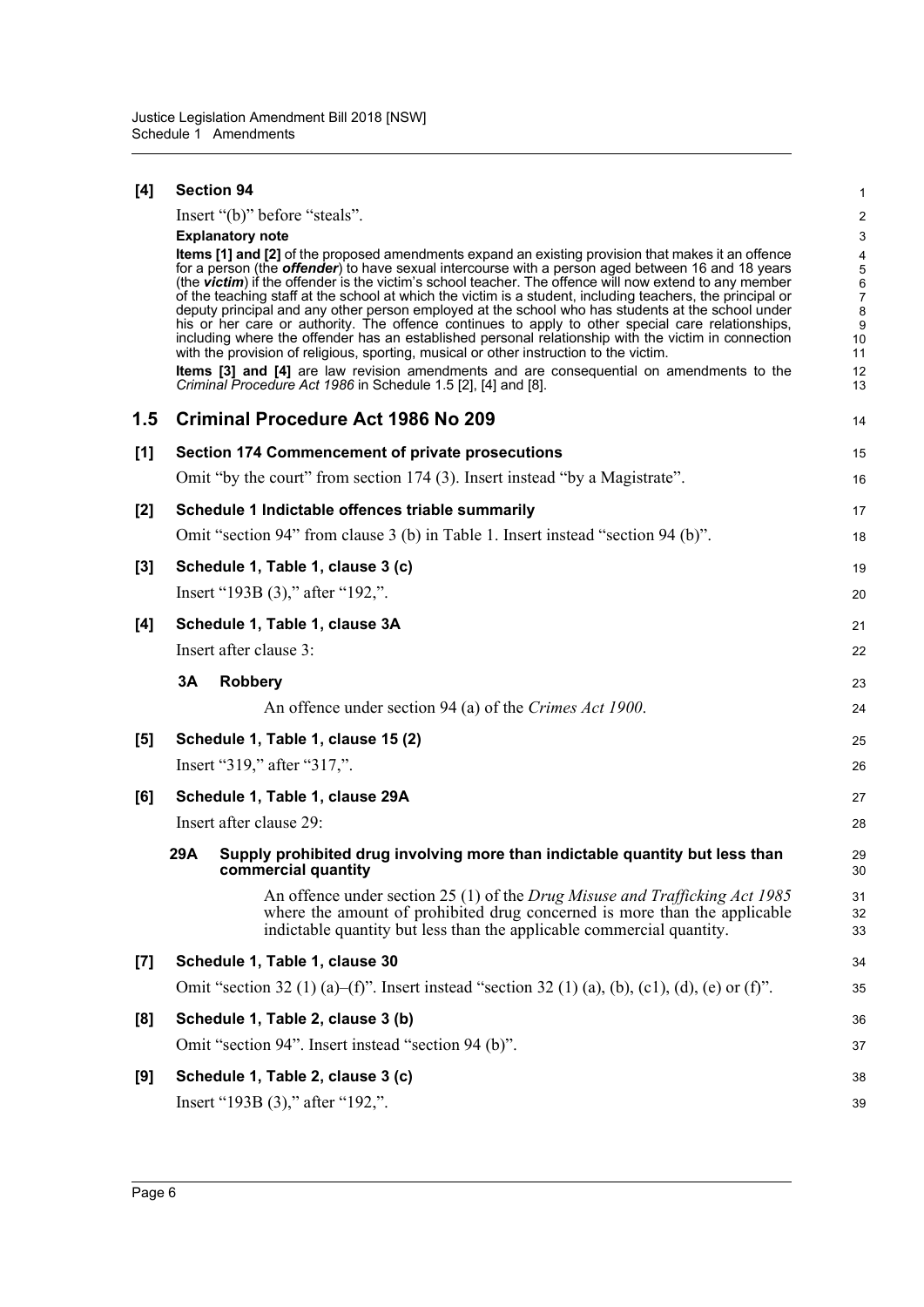**[4] Section 94**

Insert "(b)" before "steals".

**Explanatory note**

**Items [1] and [2]** of the proposed amendments expand an existing provision that makes it an offence for a person (the ***offender***) to have sexual intercourse with a person aged between 16 and 18 years (the ***victim***) if the offender is the victim's school teacher. The offence will now extend to any member of the teaching staff at the school at which the victim is a student, including teachers, the principal or deputy principal and any other person employed at the school who has students at the school under his or her care or authority. The offence continues to apply to other special care relationships, including where the offender has an established personal relationship with the victim in connection with the provision of religious, sporting, musical or other instruction to the victim.

**Items [3] and [4]** are law revision amendments and are consequential on amendments to the *Criminal Procedure Act 1986* in Schedule 1.5 [2], [4] and [8].

## 1.5 Criminal Procedure Act 1986 No 209

**[1] Section 174 Commencement of private prosecutions**

Omit "by the court" from section 174 (3). Insert instead "by a Magistrate".

**[2] Schedule 1 Indictable offences triable summarily**

Omit "section 94" from clause 3 (b) in Table 1. Insert instead "section 94 (b)".

**[3] Schedule 1, Table 1, clause 3 (c)**

Insert "193B (3)," after "192,".

**[4] Schedule 1, Table 1, clause 3A**

Insert after clause 3:

**3A Robbery**

An offence under section 94 (a) of the *Crimes Act 1900*.

**[5] Schedule 1, Table 1, clause 15 (2)**

Insert "319," after "317,".

**[6] Schedule 1, Table 1, clause 29A**

Insert after clause 29:

**29A Supply prohibited drug involving more than indictable quantity but less than commercial quantity**

An offence under section 25 (1) of the *Drug Misuse and Trafficking Act 1985* where the amount of prohibited drug concerned is more than the applicable indictable quantity but less than the applicable commercial quantity.

**[7] Schedule 1, Table 1, clause 30**

Omit "section 32 (1) (a)–(f)". Insert instead "section 32 (1) (a), (b), (c1), (d), (e) or (f)".

**[8] Schedule 1, Table 2, clause 3 (b)**

Omit "section 94". Insert instead "section 94 (b)".

**[9] Schedule 1, Table 2, clause 3 (c)**

Insert "193B (3)," after "192,".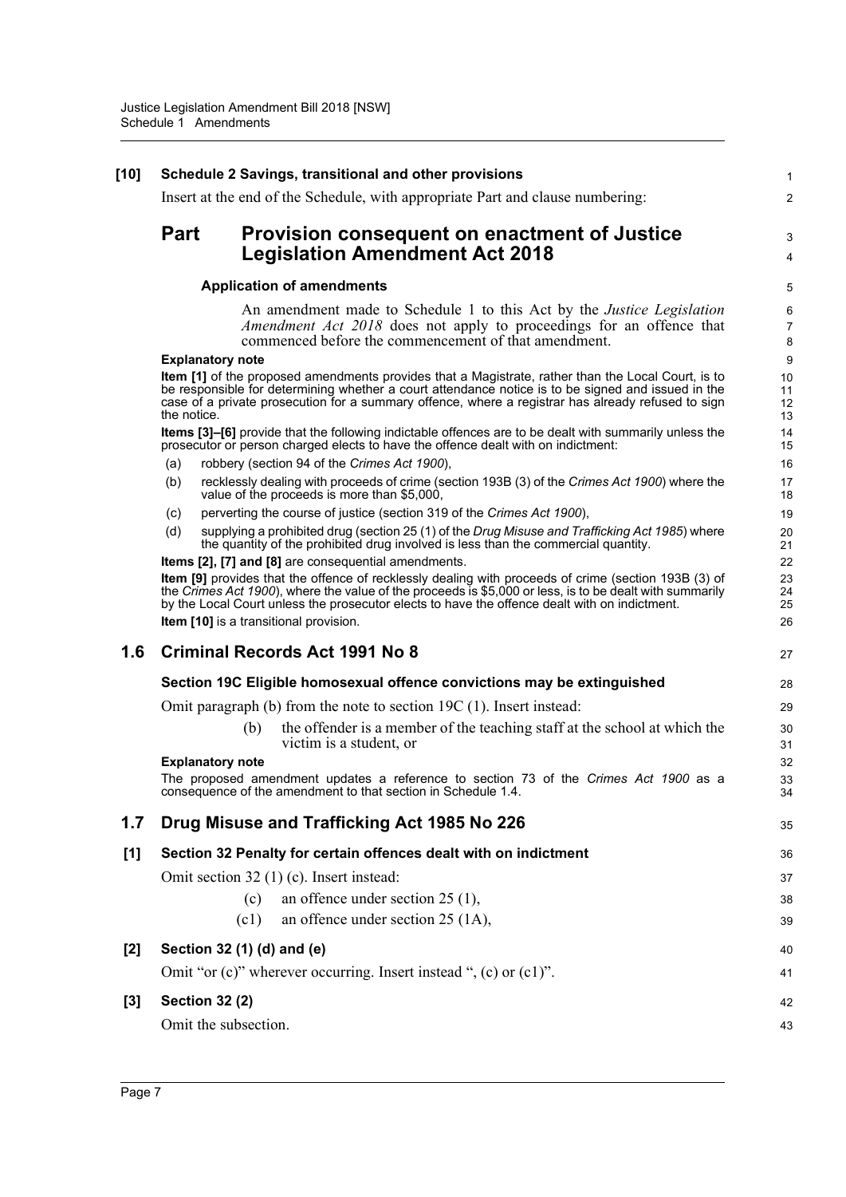**[10] Schedule 2 Savings, transitional and other provisions**

Insert at the end of the Schedule, with appropriate Part and clause numbering:

## Part Provision consequent on enactment of Justice Legislation Amendment Act 2018

**Application of amendments**

An amendment made to Schedule 1 to this Act by the *Justice Legislation Amendment Act 2018* does not apply to proceedings for an offence that commenced before the commencement of that amendment.

**Explanatory note**

**Item [1]** of the proposed amendments provides that a Magistrate, rather than the Local Court, is to be responsible for determining whether a court attendance notice is to be signed and issued in the case of a private prosecution for a summary offence, where a registrar has already refused to sign the notice.

**Items [3]–[6]** provide that the following indictable offences are to be dealt with summarily unless the prosecutor or person charged elects to have the offence dealt with on indictment:

(a) robbery (section 94 of the *Crimes Act 1900*),

(b) recklessly dealing with proceeds of crime (section 193B (3) of the *Crimes Act 1900*) where the value of the proceeds is more than $5,000,

(c) perverting the course of justice (section 319 of the *Crimes Act 1900*),

(d) supplying a prohibited drug (section 25 (1) of the *Drug Misuse and Trafficking Act 1985*) where the quantity of the prohibited drug involved is less than the commercial quantity.

**Items [2], [7] and [8]** are consequential amendments.

**Item [9]** provides that the offence of recklessly dealing with proceeds of crime (section 193B (3) of the *Crimes Act 1900*), where the value of the proceeds is $5,000 or less, is to be dealt with summarily by the Local Court unless the prosecutor elects to have the offence dealt with on indictment.

**Item [10]** is a transitional provision.

## 1.6 Criminal Records Act 1991 No 8

**Section 19C Eligible homosexual offence convictions may be extinguished**

Omit paragraph (b) from the note to section 19C (1). Insert instead:

(b) the offender is a member of the teaching staff at the school at which the victim is a student, or

**Explanatory note**

The proposed amendment updates a reference to section 73 of the *Crimes Act 1900* as a consequence of the amendment to that section in Schedule 1.4.

## 1.7 Drug Misuse and Trafficking Act 1985 No 226

**[1] Section 32 Penalty for certain offences dealt with on indictment**

Omit section 32 (1) (c). Insert instead:

(c) an offence under section 25 (1),

(c1) an offence under section 25 (1A),

**[2] Section 32 (1) (d) and (e)**

Omit "or (c)" wherever occurring. Insert instead ", (c) or (c1)".

**[3] Section 32 (2)**

Omit the subsection.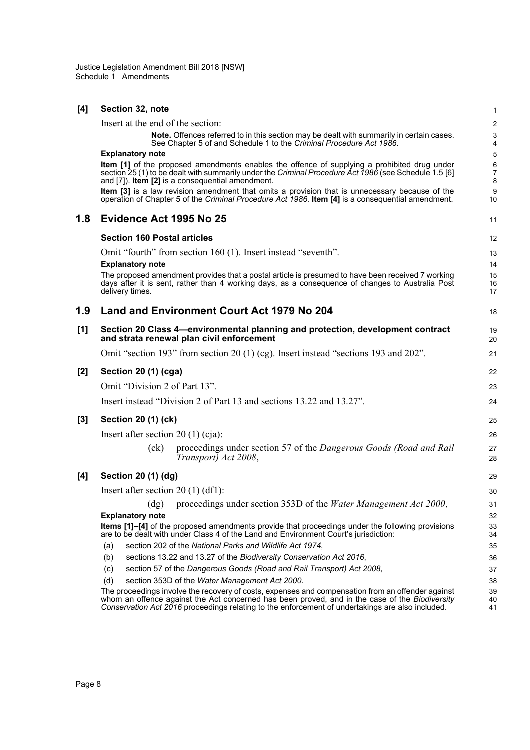**[4] Section 32, note**

Insert at the end of the section:

> **Note.** Offences referred to in this section may be dealt with summarily in certain cases. See Chapter 5 of and Schedule 1 to the *Criminal Procedure Act 1986*.

**Explanatory note**

**Item [1]** of the proposed amendments enables the offence of supplying a prohibited drug under section 25 (1) to be dealt with summarily under the *Criminal Procedure Act 1986* (see Schedule 1.5 [6] and [7]). **Item [2]** is a consequential amendment.

**Item [3]** is a law revision amendment that omits a provision that is unnecessary because of the operation of Chapter 5 of the *Criminal Procedure Act 1986*. **Item [4]** is a consequential amendment.

## 1.8 Evidence Act 1995 No 25

**Section 160 Postal articles**

Omit "fourth" from section 160 (1). Insert instead "seventh".

**Explanatory note**

The proposed amendment provides that a postal article is presumed to have been received 7 working days after it is sent, rather than 4 working days, as a consequence of changes to Australia Post delivery times.

## 1.9 Land and Environment Court Act 1979 No 204

**[1] Section 20 Class 4—environmental planning and protection, development contract and strata renewal plan civil enforcement**

Omit "section 193" from section 20 (1) (cg). Insert instead "sections 193 and 202".

**[2] Section 20 (1) (cga)**

Omit "Division 2 of Part 13".

Insert instead "Division 2 of Part 13 and sections 13.22 and 13.27".

**[3] Section 20 (1) (ck)**

Insert after section 20 (1) (cja):

> (ck) proceedings under section 57 of the *Dangerous Goods (Road and Rail Transport) Act 2008*,

**[4] Section 20 (1) (dg)**

Insert after section 20 (1) (df1):

> (dg) proceedings under section 353D of the *Water Management Act 2000*,

**Explanatory note**

**Items [1]–[4]** of the proposed amendments provide that proceedings under the following provisions are to be dealt with under Class 4 of the Land and Environment Court's jurisdiction:

(a) section 202 of the *National Parks and Wildlife Act 1974*,

(b) sections 13.22 and 13.27 of the *Biodiversity Conservation Act 2016*,

(c) section 57 of the *Dangerous Goods (Road and Rail Transport) Act 2008*,

(d) section 353D of the *Water Management Act 2000*.

The proceedings involve the recovery of costs, expenses and compensation from an offender against whom an offence against the Act concerned has been proved, and in the case of the *Biodiversity Conservation Act 2016* proceedings relating to the enforcement of undertakings are also included.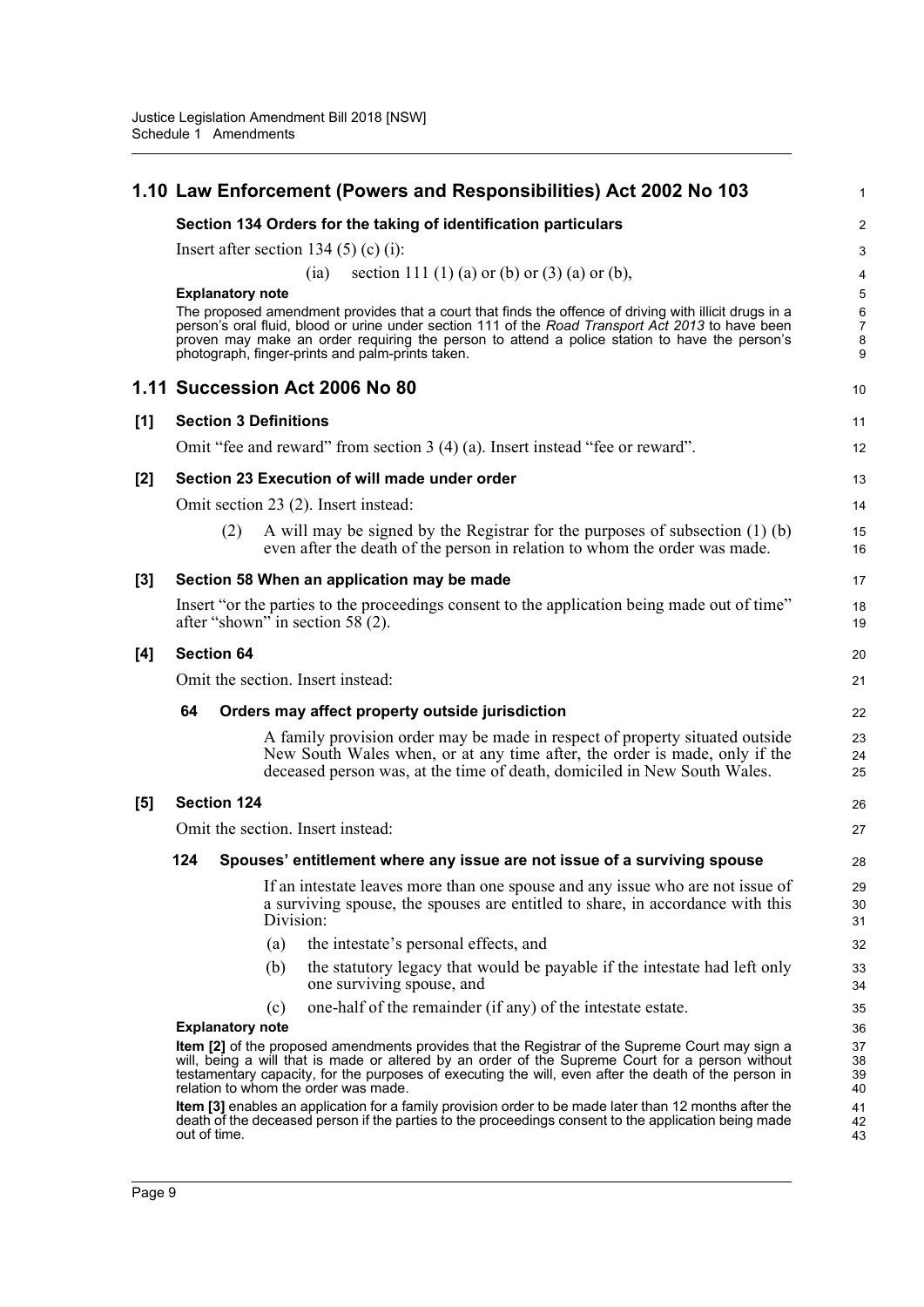## 1.10 Law Enforcement (Powers and Responsibilities) Act 2002 No 103

### Section 134 Orders for the taking of identification particulars

Insert after section 134 (5) (c) (i):

> (ia) section 111 (1) (a) or (b) or (3) (a) or (b),

**Explanatory note**

The proposed amendment provides that a court that finds the offence of driving with illicit drugs in a person's oral fluid, blood or urine under section 111 of the *Road Transport Act 2013* to have been proven may make an order requiring the person to attend a police station to have the person's photograph, finger-prints and palm-prints taken.

## 1.11 Succession Act 2006 No 80

### [1] Section 3 Definitions

Omit "fee and reward" from section 3 (4) (a). Insert instead "fee or reward".

### [2] Section 23 Execution of will made under order

Omit section 23 (2). Insert instead:

> (2) A will may be signed by the Registrar for the purposes of subsection (1) (b) even after the death of the person in relation to whom the order was made.

### [3] Section 58 When an application may be made

Insert "or the parties to the proceedings consent to the application being made out of time" after "shown" in section 58 (2).

### [4] Section 64

Omit the section. Insert instead:

> **64 Orders may affect property outside jurisdiction**
>
> A family provision order may be made in respect of property situated outside New South Wales when, or at any time after, the order is made, only if the deceased person was, at the time of death, domiciled in New South Wales.

### [5] Section 124

Omit the section. Insert instead:

> **124 Spouses' entitlement where any issue are not issue of a surviving spouse**
>
> If an intestate leaves more than one spouse and any issue who are not issue of a surviving spouse, the spouses are entitled to share, in accordance with this Division:
>
> (a) the intestate's personal effects, and
>
> (b) the statutory legacy that would be payable if the intestate had left only one surviving spouse, and
>
> (c) one-half of the remainder (if any) of the intestate estate.

**Explanatory note**

**Item [2]** of the proposed amendments provides that the Registrar of the Supreme Court may sign a will, being a will that is made or altered by an order of the Supreme Court for a person without testamentary capacity, for the purposes of executing the will, even after the death of the person in relation to whom the order was made.

**Item [3]** enables an application for a family provision order to be made later than 12 months after the death of the deceased person if the parties to the proceedings consent to the application being made out of time.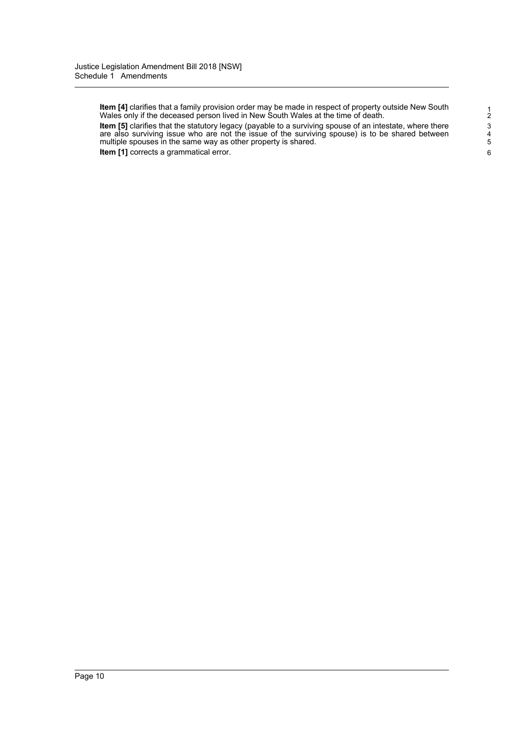**Item [4]** clarifies that a family provision order may be made in respect of property outside New South Wales only if the deceased person lived in New South Wales at the time of death.

**Item [5]** clarifies that the statutory legacy (payable to a surviving spouse of an intestate, where there are also surviving issue who are not the issue of the surviving spouse) is to be shared between multiple spouses in the same way as other property is shared.

**Item [1]** corrects a grammatical error.